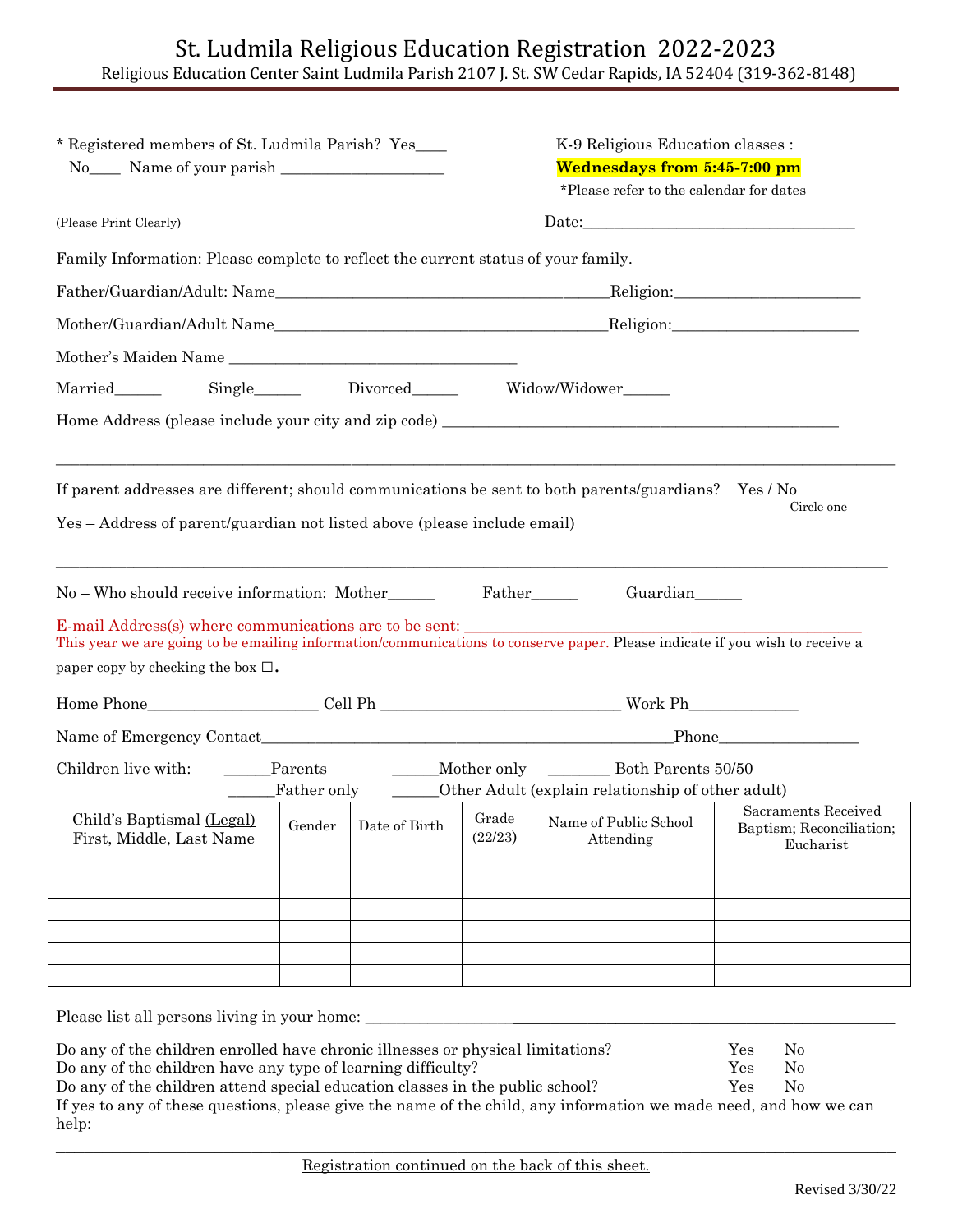# St. Ludmila Religious Education Registration 2022-2023

Religious Education Center Saint Ludmila Parish 2107 J. St. SW Cedar Rapids, IA 52404 (319-362-8148)

* Registered members of St. Ludmila Parish? Yes____ No____ Name of your parish ____________________

K-9 Religious Education classes :
**Wednesdays from 5:45-7:00 pm**
*Please refer to the calendar for dates

(Please Print Clearly) Date:___________________________________

Family Information: Please complete to reflect the current status of your family.

Father/Guardian/Adult: Name_________________________________________Religion:_______________________

Mother/Guardian/Adult Name_________________________________________Religion:_______________________

Mother's Maiden Name ____________________________________

Married______ Single______ Divorced______ Widow/Widower______

Home Address (please include your city and zip code) ____________________________________________________

_____________________________________________________________________________________________

If parent addresses are different; should communications be sent to both parents/guardians? Yes / No
Circle one

Yes – Address of parent/guardian not listed above (please include email)

_____________________________________________________________________________________________

No – Who should receive information: Mother______ Father______ Guardian______

E-mail Address(s) where communications are to be sent: ____________________________________________
This year we are going to be emailing information/communications to conserve paper. Please indicate if you wish to receive a paper copy by checking the box ☐.

Home Phone______________________ Cell Ph _______________________________ Work Ph______________

Name of Emergency Contact____________________________________________________Phone__________________

Children live with: ______Parents ______Mother only ________ Both Parents 50/50
______Father only ______Other Adult (explain relationship of other adult)

| Child's Baptismal (Legal) First, Middle, Last Name | Gender | Date of Birth | Grade (22/23) | Name of Public School Attending | Sacraments Received Baptism; Reconciliation; Eucharist |
|---|---|---|---|---|---|
| | | | | | |
| | | | | | |
| | | | | | |
| | | | | | |
| | | | | | |
| | | | | | |

Please list all persons living in your home: ___________________________________________________________________

Do any of the children enrolled have chronic illnesses or physical limitations? Yes No
Do any of the children have any type of learning difficulty? Yes No
Do any of the children attend special education classes in the public school? Yes No
If yes to any of these questions, please give the name of the child, any information we made need, and how we can help:

_____________________________________________________________________________________________

Registration continued on the back of this sheet.

Revised 3/30/22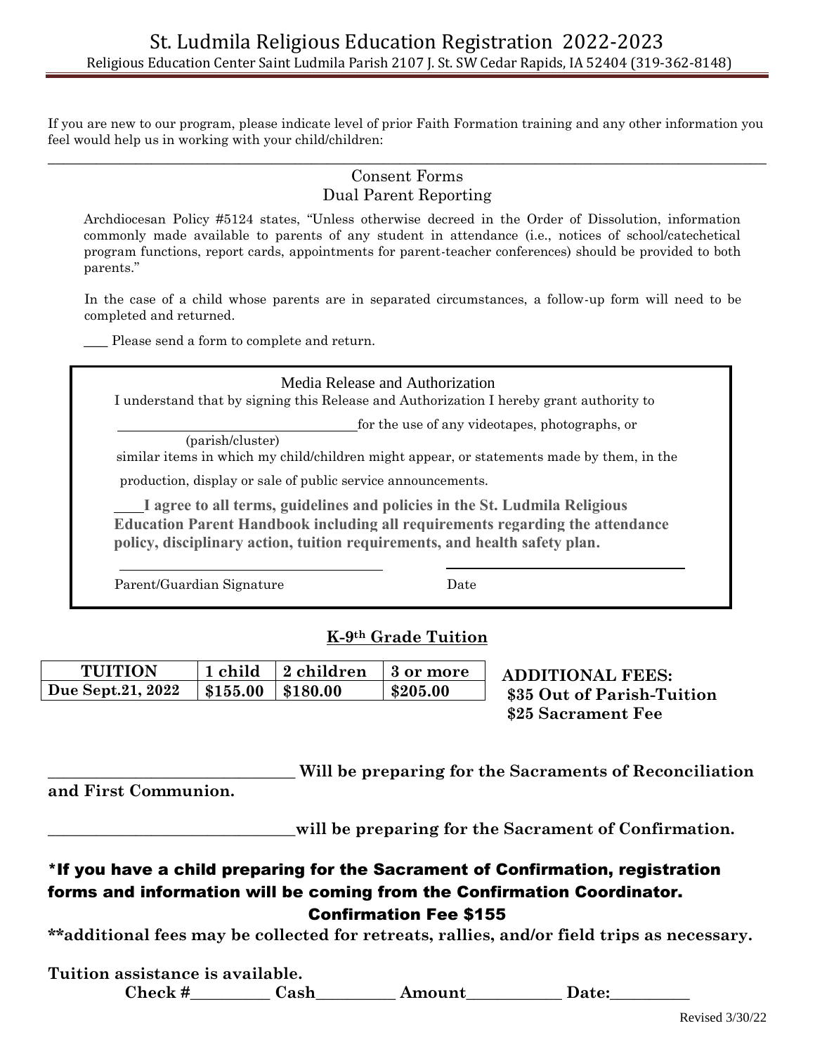# St. Ludmila Religious Education Registration 2022-2023

Religious Education Center Saint Ludmila Parish 2107 J. St. SW Cedar Rapids, IA 52404 (319-362-8148)

If you are new to our program, please indicate level of prior Faith Formation training and any other information you feel would help us in working with your child/children:

______________________________________________________________________________________________

## Consent Forms

## Dual Parent Reporting

Archdiocesan Policy #5124 states, "Unless otherwise decreed in the Order of Dissolution, information commonly made available to parents of any student in attendance (i.e., notices of school/catechetical program functions, report cards, appointments for parent-teacher conferences) should be provided to both parents."

In the case of a child whose parents are in separated circumstances, a follow-up form will need to be completed and returned.

____ Please send a form to complete and return.

### Media Release and Authorization

I understand that by signing this Release and Authorization I hereby grant authority to

___________________________________ for the use of any videotapes, photographs, or
(parish/cluster)

similar items in which my child/children might appear, or statements made by them, in the production, display or sale of public service announcements.

____**I agree to all terms, guidelines and policies in the St. Ludmila Religious Education Parent Handbook including all requirements regarding the attendance policy, disciplinary action, tuition requirements, and health safety plan.**

______________________________________ ___________________________________

Parent/Guardian Signature Date

## K-9th Grade Tuition

| TUITION | 1 child | 2 children | 3 or more |
|---|---|---|---|
| Due Sept.21, 2022 | $155.00 | $180.00 | $205.00 |

**ADDITIONAL FEES:**
**$35 Out of Parish-Tuition**
**$25 Sacrament Fee**

________________________________ **Will be preparing for the Sacraments of Reconciliation and First Communion.**

________________________________**will be preparing for the Sacrament of Confirmation.**

**\*If you have a child preparing for the Sacrament of Confirmation, registration forms and information will be coming from the Confirmation Coordinator.**

**Confirmation Fee $155**

**\*\*additional fees may be collected for retreats, rallies, and/or field trips as necessary.**

**Tuition assistance is available.**

**Check #__________ Cash__________ Amount____________ Date:__________**

Revised 3/30/22